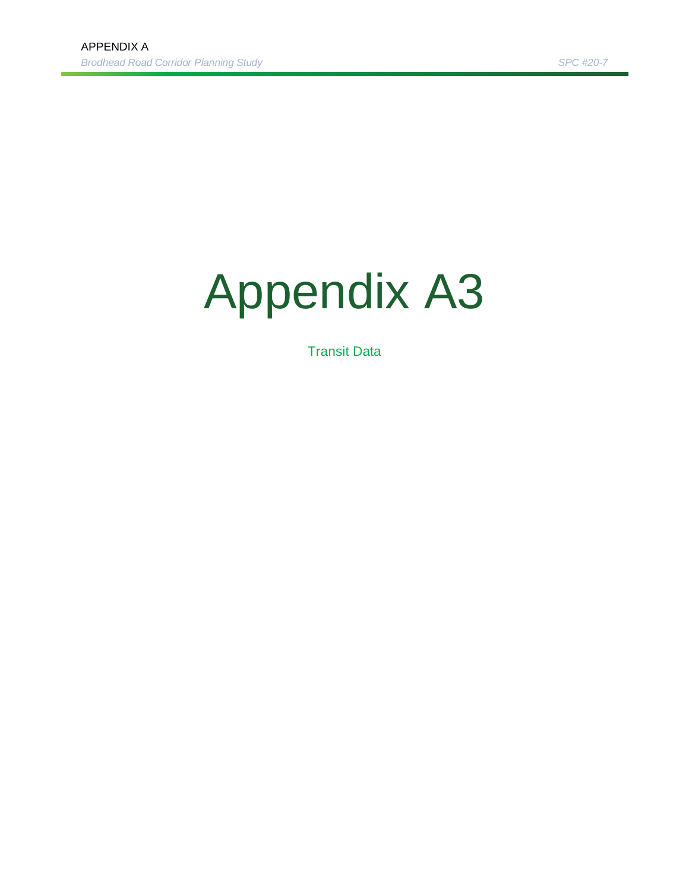# Appendix A3

Transit Data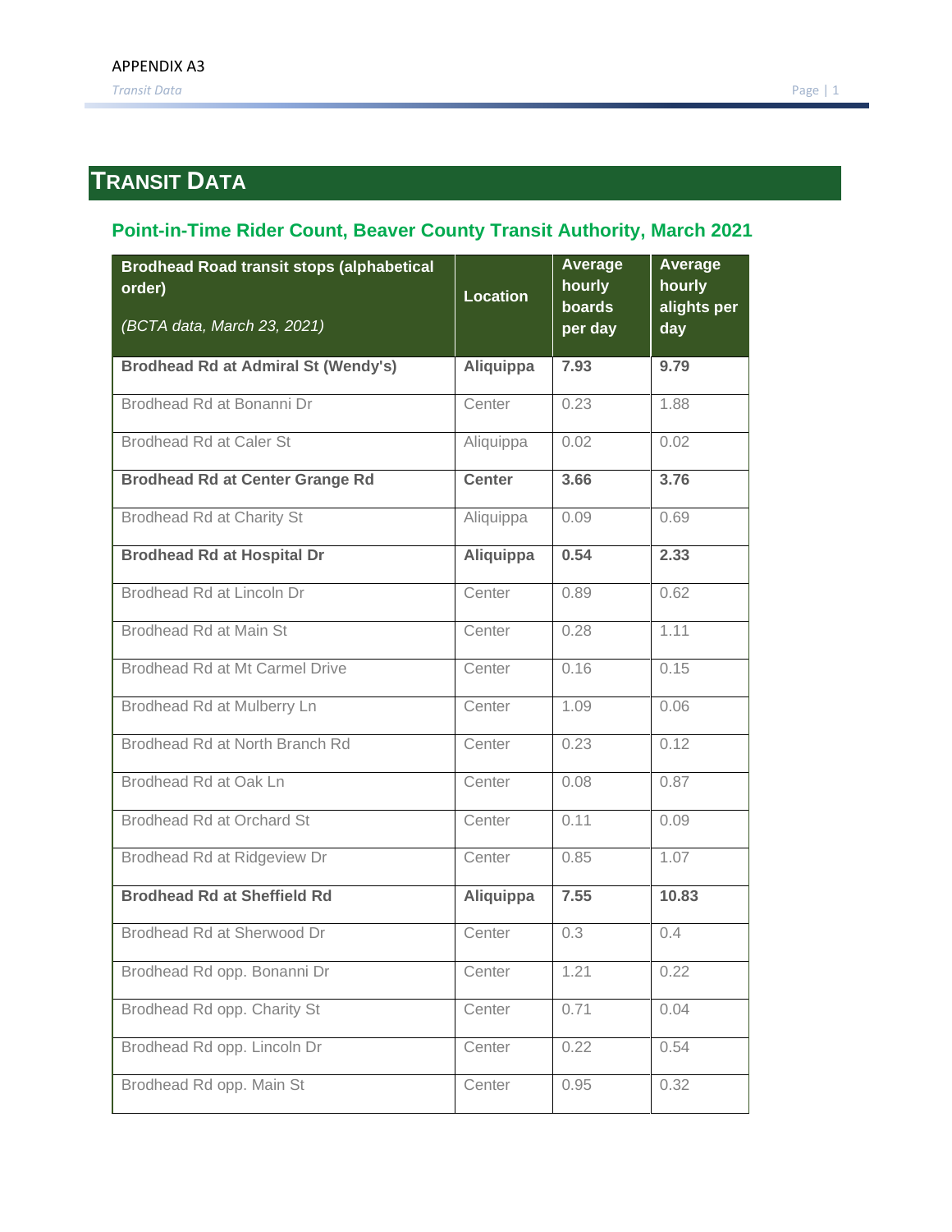# Transit Data

## Point-in-Time Rider Count, Beaver County Transit Authority, March 2021

| Brodhead Road transit stops (alphabetical order)<br>*(BCTA data, March 23, 2021)* | Location | Average hourly boards per day | Average hourly alights per day |
|---|---|---|---|
| **Brodhead Rd at Admiral St (Wendy's)** | **Aliquippa** | **7.93** | **9.79** |
| Brodhead Rd at Bonanni Dr | Center | 0.23 | 1.88 |
| Brodhead Rd at Caler St | Aliquippa | 0.02 | 0.02 |
| **Brodhead Rd at Center Grange Rd** | **Center** | **3.66** | **3.76** |
| Brodhead Rd at Charity St | Aliquippa | 0.09 | 0.69 |
| **Brodhead Rd at Hospital Dr** | **Aliquippa** | **0.54** | **2.33** |
| Brodhead Rd at Lincoln Dr | Center | 0.89 | 0.62 |
| Brodhead Rd at Main St | Center | 0.28 | 1.11 |
| Brodhead Rd at Mt Carmel Drive | Center | 0.16 | 0.15 |
| Brodhead Rd at Mulberry Ln | Center | 1.09 | 0.06 |
| Brodhead Rd at North Branch Rd | Center | 0.23 | 0.12 |
| Brodhead Rd at Oak Ln | Center | 0.08 | 0.87 |
| Brodhead Rd at Orchard St | Center | 0.11 | 0.09 |
| Brodhead Rd at Ridgeview Dr | Center | 0.85 | 1.07 |
| **Brodhead Rd at Sheffield Rd** | **Aliquippa** | **7.55** | **10.83** |
| Brodhead Rd at Sherwood Dr | Center | 0.3 | 0.4 |
| Brodhead Rd opp. Bonanni Dr | Center | 1.21 | 0.22 |
| Brodhead Rd opp. Charity St | Center | 0.71 | 0.04 |
| Brodhead Rd opp. Lincoln Dr | Center | 0.22 | 0.54 |
| Brodhead Rd opp. Main St | Center | 0.95 | 0.32 |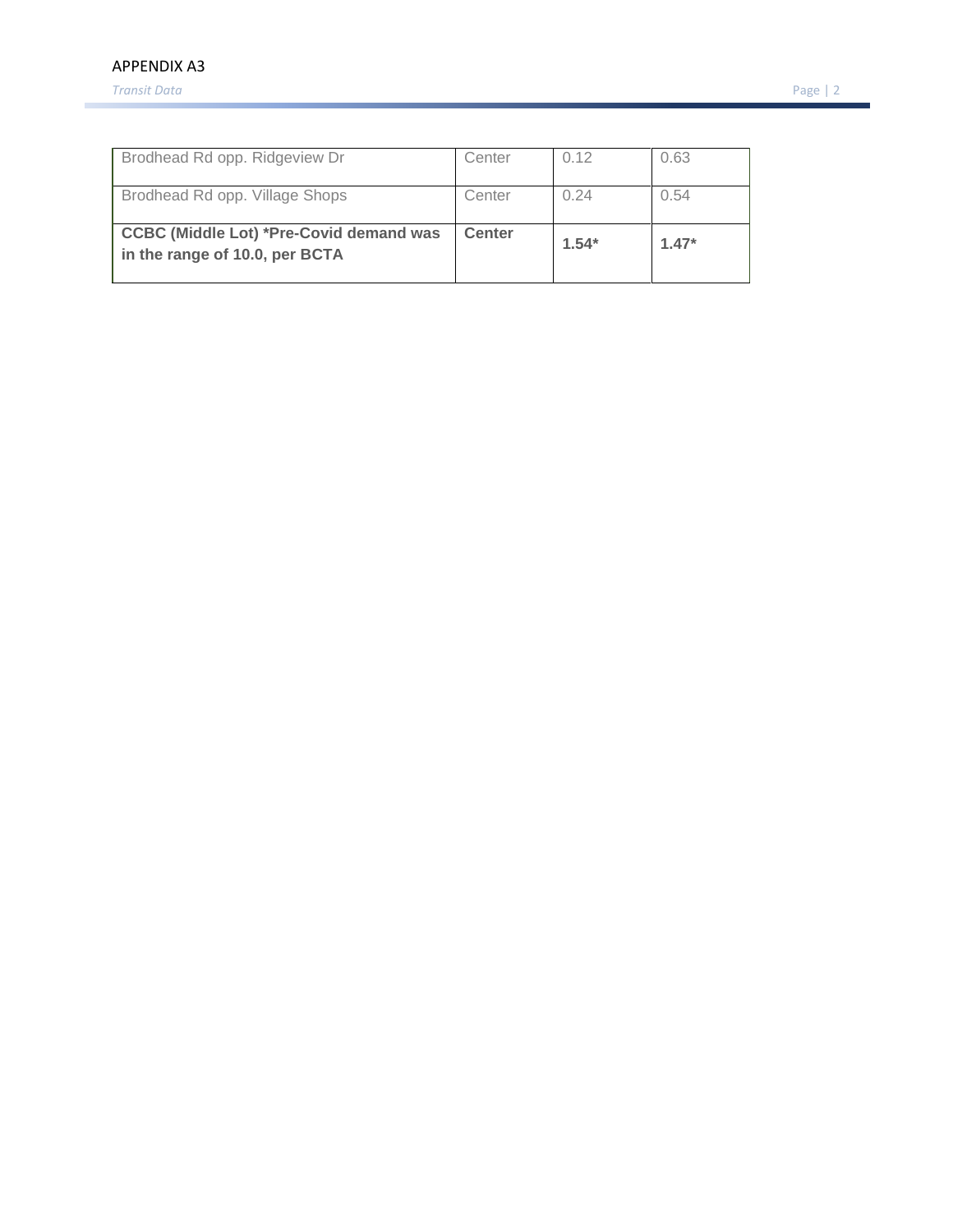| Brodhead Rd opp. Ridgeview Dr | Center | 0.12 | 0.63 |
|---|---|---|---|
| Brodhead Rd opp. Village Shops | Center | 0.24 | 0.54 |
| **CCBC (Middle Lot) *Pre-Covid demand was in the range of 10.0, per BCTA** | **Center** | **1.54*** | **1.47*** |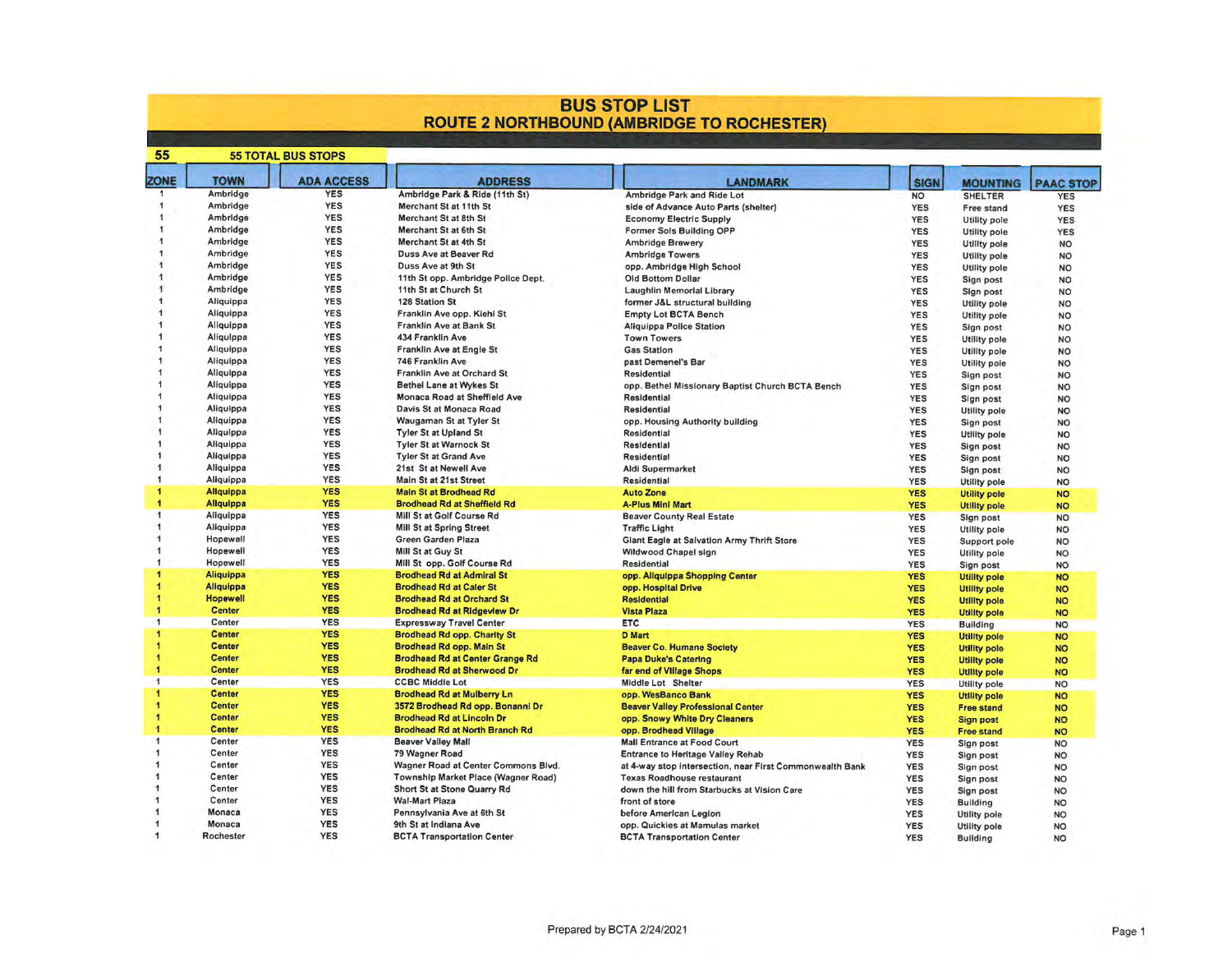# BUS STOP LIST
## ROUTE 2 NORTHBOUND (AMBRIDGE TO ROCHESTER)

**55** — 55 TOTAL BUS STOPS

| ZONE | TOWN | ADA ACCESS | ADDRESS | LANDMARK | SIGN | MOUNTING | PAAC STOP |
|---|---|---|---|---|---|---|---|
| 1 | Ambridge | YES | Ambridge Park & Ride (11th St) | Ambridge Park and Ride Lot | NO | SHELTER | YES |
| 1 | Ambridge | YES | Merchant St at 11th St | side of Advance Auto Parts (shelter) | YES | Free stand | YES |
| 1 | Ambridge | YES | Merchant St at 8th St | Economy Electric Supply | YES | Utility pole | YES |
| 1 | Ambridge | YES | Merchant St at 6th St | Former Sols Building OPP | YES | Utility pole | YES |
| 1 | Ambridge | YES | Merchant St at 4th St | Ambridge Brewery | YES | Utility pole | NO |
| 1 | Ambridge | YES | Duss Ave at Beaver Rd | Ambridge Towers | YES | Utility pole | NO |
| 1 | Ambridge | YES | Duss Ave at 9th St | opp. Ambridge High School | YES | Utility pole | NO |
| 1 | Ambridge | YES | 11th St opp. Ambridge Police Dept. | Old Bottom Dollar | YES | Sign post | NO |
| 1 | Ambridge | YES | 11th St at Church St | Laughlin Memorial Library | YES | Sign post | NO |
| 1 | Aliquippa | YES | 128 Station St | former J&L structural building | YES | Utility pole | NO |
| 1 | Aliquippa | YES | Franklin Ave opp. Kiehl St | Empty Lot BCTA Bench | YES | Utility pole | NO |
| 1 | Aliquippa | YES | Franklin Ave at Bank St | Aliquippa Police Station | YES | Sign post | NO |
| 1 | Aliquippa | YES | 434 Franklin Ave | Town Towers | YES | Utility pole | NO |
| 1 | Aliquippa | YES | Franklin Ave at Engle St | Gas Station | YES | Utility pole | NO |
| 1 | Aliquippa | YES | 746 Franklin Ave | past Demenel's Bar | YES | Utility pole | NO |
| 1 | Aliquippa | YES | Franklin Ave at Orchard St | Residential | YES | Sign post | NO |
| 1 | Aliquippa | YES | Bethel Lane at Wykes St | opp. Bethel Missionary Baptist Church BCTA Bench | YES | Sign post | NO |
| 1 | Aliquippa | YES | Monaca Road at Sheffield Ave | Residential | YES | Sign post | NO |
| 1 | Aliquippa | YES | Davis St at Monaca Road | Residential | YES | Utility pole | NO |
| 1 | Aliquippa | YES | Waugaman St at Tyler St | opp. Housing Authority building | YES | Sign post | NO |
| 1 | Aliquippa | YES | Tyler St at Upland St | Residential | YES | Utility pole | NO |
| 1 | Aliquippa | YES | Tyler St at Warnock St | Residential | YES | Sign post | NO |
| 1 | Aliquippa | YES | Tyler St at Grand Ave | Residential | YES | Sign post | NO |
| 1 | Aliquippa | YES | 21st St at Newell Ave | Aldi Supermarket | YES | Sign post | NO |
| 1 | Aliquippa | YES | Main St at 21st Street | Residential | YES | Utility pole | NO |
| 1 | **Aliquippa** | **YES** | **Main St at Brodhead Rd** | **Auto Zone** | **YES** | **Utility pole** | **NO** |
| 1 | **Aliquippa** | **YES** | **Brodhead Rd at Sheffield Rd** | **A-Plus Mini Mart** | **YES** | **Utility pole** | **NO** |
| 1 | Aliquippa | YES | Mill St at Golf Course Rd | Beaver County Real Estate | YES | Sign post | NO |
| 1 | Aliquippa | YES | Mill St at Spring Street | Traffic Light | YES | Utility pole | NO |
| 1 | Hopewell | YES | Green Garden Plaza | Giant Eagle at Salvation Army Thrift Store | YES | Support pole | NO |
| 1 | Hopewell | YES | Mill St at Guy St | Wildwood Chapel sign | YES | Utility pole | NO |
| 1 | Hopewell | YES | Mill St opp. Golf Course Rd | Residential | YES | Sign post | NO |
| 1 | **Aliquippa** | **YES** | **Brodhead Rd at Admiral St** | **opp. Aliquippa Shopping Center** | **YES** | **Utility pole** | **NO** |
| 1 | **Aliquippa** | **YES** | **Brodhead Rd at Caler St** | **opp. Hospital Drive** | **YES** | **Utility pole** | **NO** |
| 1 | **Hopewell** | **YES** | **Brodhead Rd at Orchard St** | **Residential** | **YES** | **Utility pole** | **NO** |
| 1 | **Center** | **YES** | **Brodhead Rd at Ridgeview Dr** | **Vista Plaza** | **YES** | **Utility pole** | **NO** |
| 1 | Center | YES | Expressway Travel Center | ETC | YES | Building | NO |
| 1 | **Center** | **YES** | **Brodhead Rd opp. Charity St** | **D Mart** | **YES** | **Utility pole** | **NO** |
| 1 | **Center** | **YES** | **Brodhead Rd opp. Main St** | **Beaver Co. Humane Society** | **YES** | **Utility pole** | **NO** |
| 1 | **Center** | **YES** | **Brodhead Rd at Center Grange Rd** | **Papa Duke's Catering** | **YES** | **Utility pole** | **NO** |
| 1 | **Center** | **YES** | **Brodhead Rd at Sherwood Dr** | **far end of Village Shops** | **YES** | **Utility pole** | **NO** |
| 1 | Center | YES | CCBC Middle Lot | Middle Lot Shelter | YES | Utility pole | NO |
| 1 | **Center** | **YES** | **Brodhead Rd at Mulberry Ln** | **opp. WesBanco Bank** | **YES** | **Utility pole** | **NO** |
| 1 | **Center** | **YES** | **3572 Brodhead Rd opp. Bonanni Dr** | **Beaver Valley Professional Center** | **YES** | **Free stand** | **NO** |
| 1 | **Center** | **YES** | **Brodhead Rd at Lincoln Dr** | **opp. Snowy White Dry Cleaners** | **YES** | **Sign post** | **NO** |
| 1 | **Center** | **YES** | **Brodhead Rd at North Branch Rd** | **opp. Brodhead Village** | **YES** | **Free stand** | **NO** |
| 1 | Center | YES | Beaver Valley Mall | Mall Entrance at Food Court | YES | Sign post | NO |
| 1 | Center | YES | 79 Wagner Road | Entrance to Heritage Valley Rehab | YES | Sign post | NO |
| 1 | Center | YES | Wagner Road at Center Commons Blvd. | at 4-way stop intersection, near First Commonwealth Bank | YES | Sign post | NO |
| 1 | Center | YES | Township Market Place (Wagner Road) | Texas Roadhouse restaurant | YES | Sign post | NO |
| 1 | Center | YES | Short St at Stone Quarry Rd | down the hill from Starbucks at Vision Care | YES | Sign post | NO |
| 1 | Center | YES | Wal-Mart Plaza | front of store | YES | Building | NO |
| 1 | Monaca | YES | Pennsylvania Ave at 6th St | before American Legion | YES | Utility pole | NO |
| 1 | Monaca | YES | 9th St at Indiana Ave | opp. Quickies at Mamulas market | YES | Utility pole | NO |
| 1 | Rochester | YES | BCTA Transportation Center | BCTA Transportation Center | YES | Building | NO |

Prepared by BCTA 2/24/2021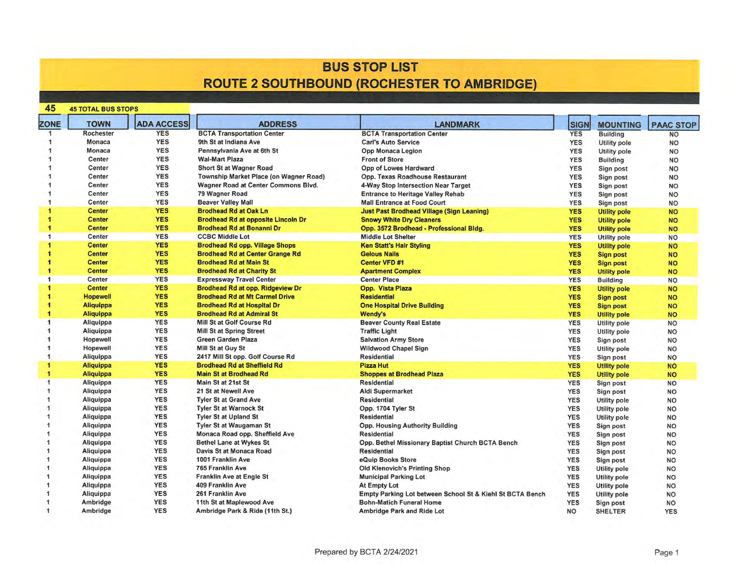# BUS STOP LIST
## ROUTE 2 SOUTHBOUND (ROCHESTER TO AMBRIDGE)

**45** 45 TOTAL BUS STOPS

| ZONE | TOWN | ADA ACCESS | ADDRESS | LANDMARK | SIGN | MOUNTING | PAAC STOP |
|---|---|---|---|---|---|---|---|
| 1 | Rochester | YES | BCTA Transportation Center | BCTA Transportation Center | YES | Building | NO |
| 1 | Monaca | YES | 9th St at Indiana Ave | Carl's Auto Service | YES | Utility pole | NO |
| 1 | Monaca | YES | Pennsylvania Ave at 6th St | Opp Monaca Legion | YES | Utility pole | NO |
| 1 | Center | YES | Wal-Mart Plaza | Front of Store | YES | Building | NO |
| 1 | Center | YES | Short St at Wagner Road | Opp of Lowes Hardward | YES | Sign post | NO |
| 1 | Center | YES | Township Market Place (on Wagner Road) | Opp. Texas Roadhouse Restaurant | YES | Sign post | NO |
| 1 | Center | YES | Wagner Road at Center Commons Blvd. | 4-Way Stop Intersection Near Target | YES | Sign post | NO |
| 1 | Center | YES | 79 Wagner Road | Entrance to Heritage Valley Rehab | YES | Sign post | NO |
| 1 | Center | YES | Beaver Valley Mall | Mall Entrance at Food Court | YES | Sign post | NO |
| **1** | **Center** | **YES** | **Brodhead Rd at Oak Ln** | **Just Past Brodhead Village (Sign Leaning)** | **YES** | **Utility pole** | **NO** |
| **1** | **Center** | **YES** | **Brodhead Rd at opposite Lincoln Dr** | **Snowy White Dry Cleaners** | **YES** | **Utility pole** | **NO** |
| **1** | **Center** | **YES** | **Brodhead Rd at Bonanni Dr** | **Opp. 3572 Brodhead - Professional Bldg.** | **YES** | **Utility pole** | **NO** |
| 1 | Center | YES | CCBC Middle Lot | Middle Lot Shelter | YES | Utility pole | NO |
| **1** | **Center** | **YES** | **Brodhead Rd opp. Village Shops** | **Ken Statt's Hair Styling** | **YES** | **Utility pole** | **NO** |
| **1** | **Center** | **YES** | **Brodhead Rd at Center Grange Rd** | **Gelous Nails** | **YES** | **Sign post** | **NO** |
| **1** | **Center** | **YES** | **Brodhead Rd at Main St** | **Center VFD #1** | **YES** | **Sign post** | **NO** |
| **1** | **Center** | **YES** | **Brodhead Rd at Charity St** | **Apartment Complex** | **YES** | **Utility pole** | **NO** |
| 1 | Center | YES | Expressway Travel Center | Center Place | YES | Building | NO |
| **1** | **Center** | **YES** | **Brodhead Rd at opp. Ridgeview Dr** | **Opp. Vista Plaza** | **YES** | **Utility pole** | **NO** |
| **1** | **Hopewell** | **YES** | **Brodhead Rd at Mt Carmel Drive** | **Residential** | **YES** | **Sign post** | **NO** |
| **1** | **Aliquippa** | **YES** | **Brodhead Rd at Hospital Dr** | **One Hospital Drive Building** | **YES** | **Sign post** | **NO** |
| **1** | **Aliquippa** | **YES** | **Brodhead Rd at Admiral St** | **Wendy's** | **YES** | **Utility pole** | **NO** |
| 1 | Aliquippa | YES | Mill St at Golf Course Rd | Beaver County Real Estate | YES | Utility pole | NO |
| 1 | Aliquippa | YES | Mill St at Spring Street | Traffic Light | YES | Utility pole | NO |
| 1 | Hopewell | YES | Green Garden Plaza | Salvation Army Store | YES | Sign post | NO |
| 1 | Hopewell | YES | Mill St at Guy St | Wildwood Chapel Sign | YES | Utility pole | NO |
| 1 | Aliquippa | YES | 2417 Mill St opp. Golf Course Rd | Residential | YES | Sign post | NO |
| **1** | **Aliquippa** | **YES** | **Brodhead Rd at Sheffield Rd** | **Pizza Hut** | **YES** | **Utility pole** | **NO** |
| **1** | **Aliquippa** | **YES** | **Main St at Brodhead Rd** | **Shoppes at Brodhead Plaza** | **YES** | **Utility pole** | **NO** |
| 1 | Aliquippa | YES | Main St at 21st St | Residential | YES | Sign post | NO |
| 1 | Aliquippa | YES | 21 St at Newell Ave | Aldi Supermarket | YES | Sign post | NO |
| 1 | Aliquippa | YES | Tyler St at Grand Ave | Residential | YES | Utility pole | NO |
| 1 | Aliquippa | YES | Tyler St at Warnock St | Opp. 1704 Tyler St | YES | Utility pole | NO |
| 1 | Aliquippa | YES | Tyler St at Upland St | Residential | YES | Utility pole | NO |
| 1 | Aliquippa | YES | Tyler St at Waugaman St | Opp. Housing Authority Building | YES | Sign post | NO |
| 1 | Aliquippa | YES | Monaca Road opp. Sheffield Ave | Residential | YES | Sign post | NO |
| 1 | Aliquippa | YES | Bethel Lane at Wykes St | Opp. Bethel Missionary Baptist Church BCTA Bench | YES | Sign post | NO |
| 1 | Aliquippa | YES | Davis St at Monaca Road | Residential | YES | Sign post | NO |
| 1 | Aliquippa | YES | 1001 Franklin Ave | eQuip Books Store | YES | Sign post | NO |
| 1 | Aliquippa | YES | 765 Franklin Ave | Old Klenovich's Printing Shop | YES | Utility pole | NO |
| 1 | Aliquippa | YES | Franklin Ave at Engle St | Municipal Parking Lot | YES | Utility pole | NO |
| 1 | Aliquippa | YES | 409 Franklin Ave | At Empty Lot | YES | Utility pole | NO |
| 1 | Aliquippa | YES | 261 Franklin Ave | Empty Parking Lot between School St & Kiehl St BCTA Bench | YES | Utility pole | NO |
| 1 | Ambridge | YES | 11th St at Maplewood Ave | Bohn-Matich Funeral Home | YES | Sign post | NO |
| 1 | Ambridge | YES | Ambridge Park & Ride (11th St.) | Ambridge Park and Ride Lot | NO | SHELTER | YES |

Prepared by BCTA 2/24/2021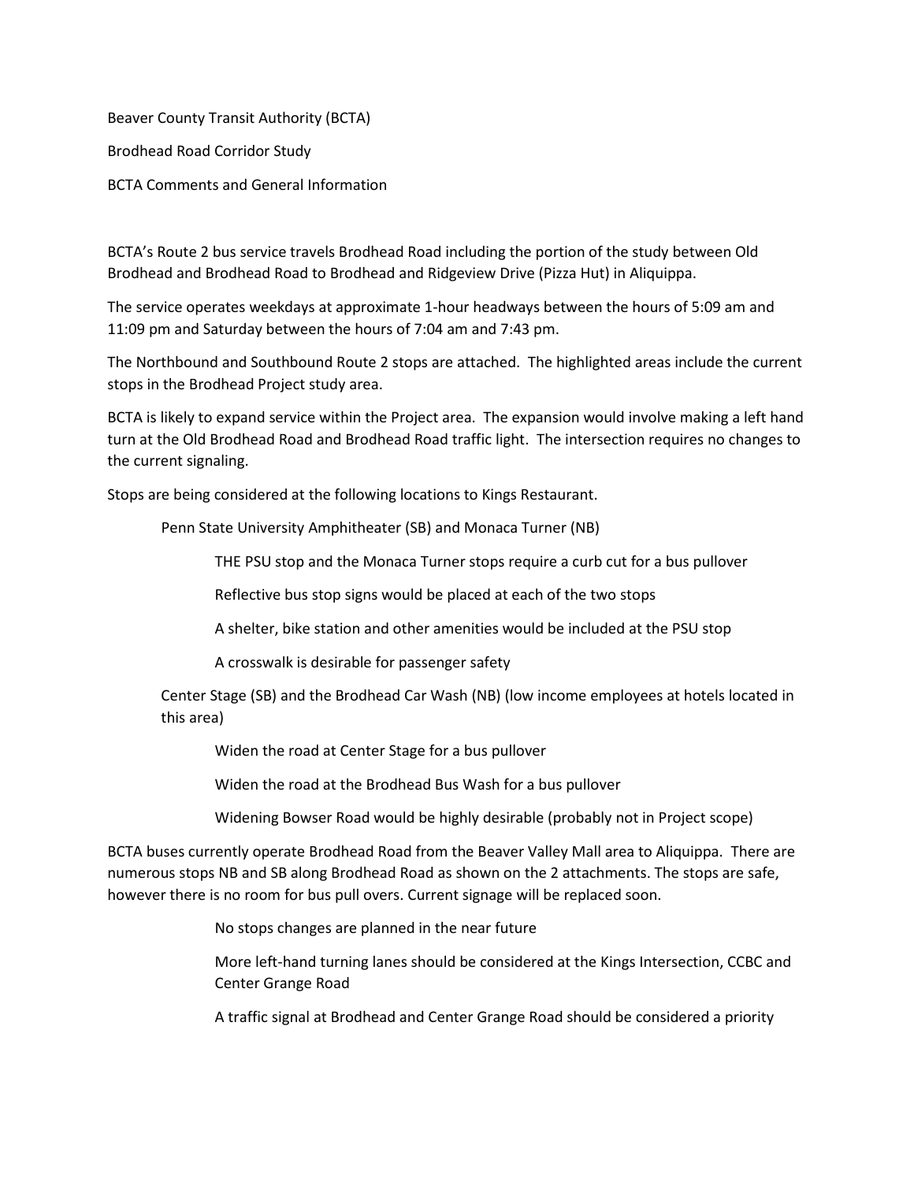Beaver County Transit Authority (BCTA)

Brodhead Road Corridor Study

BCTA Comments and General Information

BCTA's Route 2 bus service travels Brodhead Road including the portion of the study between Old Brodhead and Brodhead Road to Brodhead and Ridgeview Drive (Pizza Hut) in Aliquippa.

The service operates weekdays at approximate 1-hour headways between the hours of 5:09 am and 11:09 pm and Saturday between the hours of 7:04 am and 7:43 pm.

The Northbound and Southbound Route 2 stops are attached. The highlighted areas include the current stops in the Brodhead Project study area.

BCTA is likely to expand service within the Project area. The expansion would involve making a left hand turn at the Old Brodhead Road and Brodhead Road traffic light. The intersection requires no changes to the current signaling.

Stops are being considered at the following locations to Kings Restaurant.

- Penn State University Amphitheater (SB) and Monaca Turner (NB)
  - THE PSU stop and the Monaca Turner stops require a curb cut for a bus pullover
  - Reflective bus stop signs would be placed at each of the two stops
  - A shelter, bike station and other amenities would be included at the PSU stop
  - A crosswalk is desirable for passenger safety
- Center Stage (SB) and the Brodhead Car Wash (NB) (low income employees at hotels located in this area)
  - Widen the road at Center Stage for a bus pullover
  - Widen the road at the Brodhead Bus Wash for a bus pullover
  - Widening Bowser Road would be highly desirable (probably not in Project scope)

BCTA buses currently operate Brodhead Road from the Beaver Valley Mall area to Aliquippa. There are numerous stops NB and SB along Brodhead Road as shown on the 2 attachments. The stops are safe, however there is no room for bus pull overs. Current signage will be replaced soon.

- No stops changes are planned in the near future
- More left-hand turning lanes should be considered at the Kings Intersection, CCBC and Center Grange Road
- A traffic signal at Brodhead and Center Grange Road should be considered a priority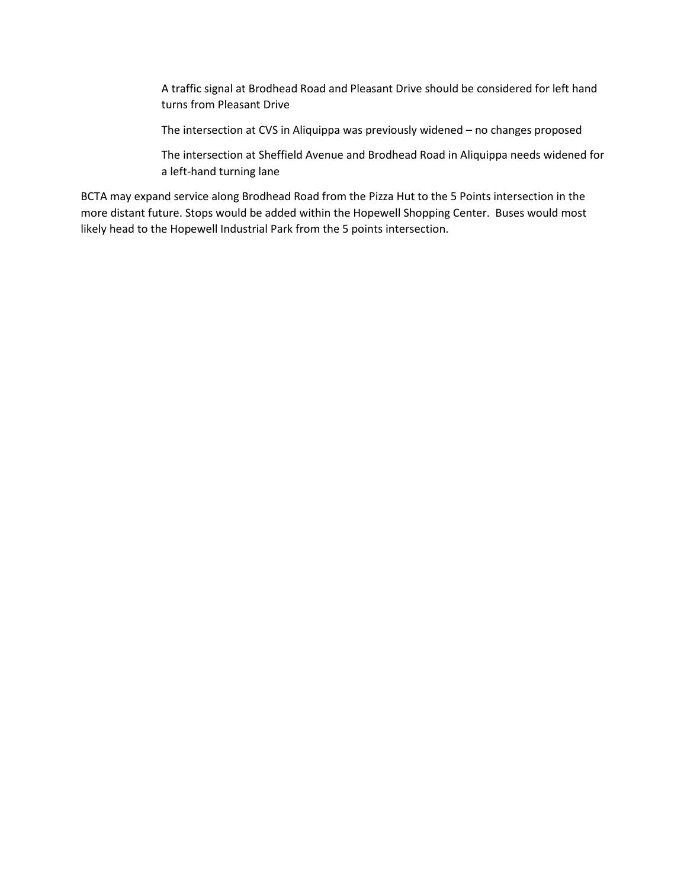A traffic signal at Brodhead Road and Pleasant Drive should be considered for left hand turns from Pleasant Drive

The intersection at CVS in Aliquippa was previously widened – no changes proposed

The intersection at Sheffield Avenue and Brodhead Road in Aliquippa needs widened for a left-hand turning lane

BCTA may expand service along Brodhead Road from the Pizza Hut to the 5 Points intersection in the more distant future. Stops would be added within the Hopewell Shopping Center. Buses would most likely head to the Hopewell Industrial Park from the 5 points intersection.